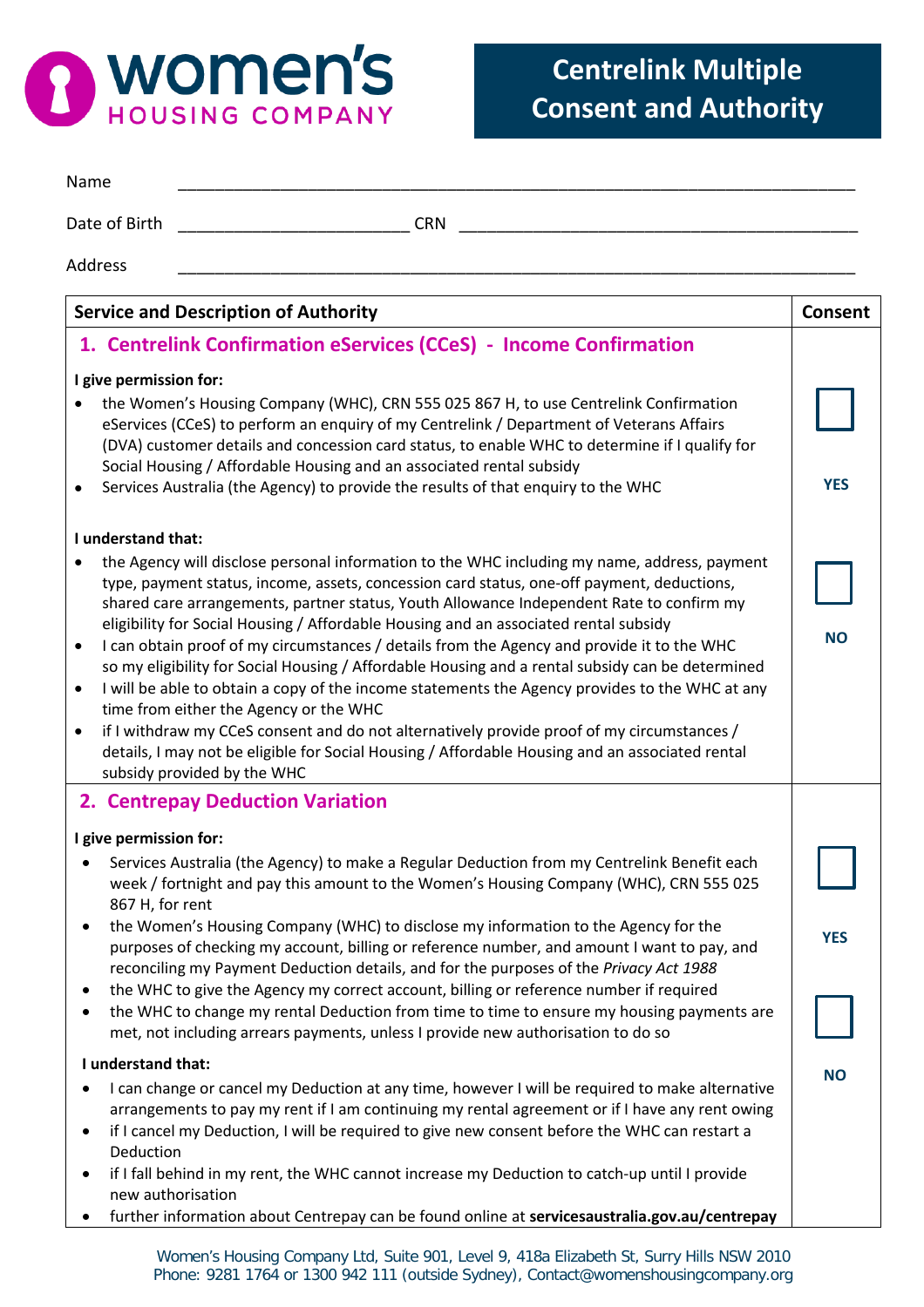women's HOUSING COMPANY

# Centrelink Multiple Consent and Authority

Name \_\_\_\_\_\_\_\_\_\_\_\_\_\_\_\_\_\_\_\_\_\_\_\_\_\_\_\_\_\_\_\_\_\_\_\_\_\_\_\_\_\_\_\_\_\_\_\_\_\_\_\_\_\_\_\_\_\_\_\_\_\_\_\_\_\_\_\_\_\_\_\_\_\_\_

Date of Birth \_\_\_\_\_\_\_\_\_\_\_\_\_\_\_\_\_\_\_\_\_\_\_\_\_\_ CRN \_\_\_\_\_\_\_\_\_\_\_\_\_\_\_\_\_\_\_\_\_\_\_\_\_\_\_\_\_\_\_\_\_\_\_\_\_\_\_\_\_\_\_\_\_\_

Address \_\_\_\_\_\_\_\_\_\_\_\_\_\_\_\_\_\_\_\_\_\_\_\_\_\_\_\_\_\_\_\_\_\_\_\_\_\_\_\_\_\_\_\_\_\_\_\_\_\_\_\_\_\_\_\_\_\_\_\_\_\_\_\_\_\_\_\_\_\_\_\_\_\_\_

| Service and Description of Authority | Consent |
|---|---|
| **1. Centrelink Confirmation eServices (CCeS) - Income Confirmation**<br><br>**I give permission for:**<br>• the Women's Housing Company (WHC), CRN 555 025 867 H, to use Centrelink Confirmation eServices (CCeS) to perform an enquiry of my Centrelink / Department of Veterans Affairs (DVA) customer details and concession card status, to enable WHC to determine if I qualify for Social Housing / Affordable Housing and an associated rental subsidy<br>• Services Australia (the Agency) to provide the results of that enquiry to the WHC<br><br>**I understand that:**<br>• the Agency will disclose personal information to the WHC including my name, address, payment type, payment status, income, assets, concession card status, one-off payment, deductions, shared care arrangements, partner status, Youth Allowance Independent Rate to confirm my eligibility for Social Housing / Affordable Housing and an associated rental subsidy<br>• I can obtain proof of my circumstances / details from the Agency and provide it to the WHC so my eligibility for Social Housing / Affordable Housing and a rental subsidy can be determined<br>• I will be able to obtain a copy of the income statements the Agency provides to the WHC at any time from either the Agency or the WHC<br>• if I withdraw my CCeS consent and do not alternatively provide proof of my circumstances / details, I may not be eligible for Social Housing / Affordable Housing and an associated rental subsidy provided by the WHC | ☐ **YES**<br><br>☐ **NO** |
| **2. Centrepay Deduction Variation**<br><br>**I give permission for:**<br>• Services Australia (the Agency) to make a Regular Deduction from my Centrelink Benefit each week / fortnight and pay this amount to the Women's Housing Company (WHC), CRN 555 025 867 H, for rent<br>• the Women's Housing Company (WHC) to disclose my information to the Agency for the purposes of checking my account, billing or reference number, and amount I want to pay, and reconciling my Payment Deduction details, and for the purposes of the *Privacy Act 1988*<br>• the WHC to give the Agency my correct account, billing or reference number if required<br>• the WHC to change my rental Deduction from time to time to ensure my housing payments are met, not including arrears payments, unless I provide new authorisation to do so<br><br>**I understand that:**<br>• I can change or cancel my Deduction at any time, however I will be required to make alternative arrangements to pay my rent if I am continuing my rental agreement or if I have any rent owing<br>• if I cancel my Deduction, I will be required to give new consent before the WHC can restart a Deduction<br>• if I fall behind in my rent, the WHC cannot increase my Deduction to catch-up until I provide new authorisation<br>• further information about Centrepay can be found online at **servicesaustralia.gov.au/centrepay** | ☐ **YES**<br><br>☐ **NO** |

Women's Housing Company Ltd, Suite 901, Level 9, 418a Elizabeth St, Surry Hills NSW 2010
Phone: 9281 1764 or 1300 942 111 (outside Sydney), Contact@womenshousingcompany.org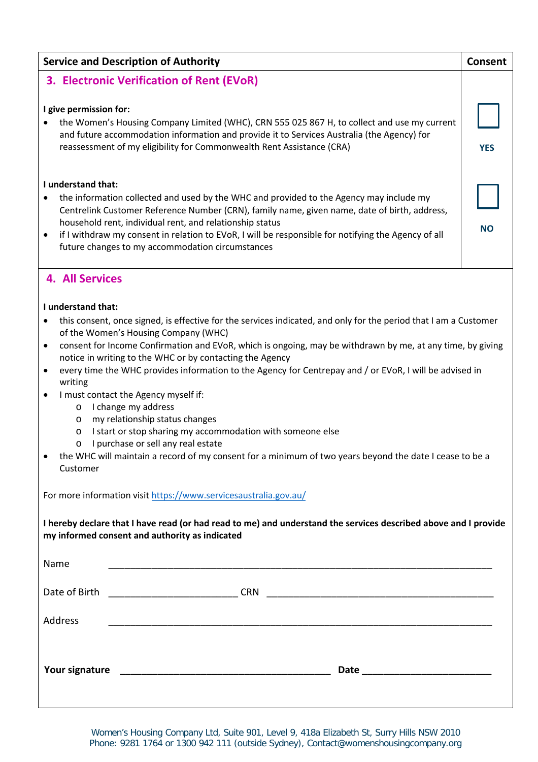| Service and Description of Authority | Consent |
|---|---|
| **3. Electronic Verification of Rent (EVoR)**<br><br>**I give permission for:**<br>• the Women's Housing Company Limited (WHC), CRN 555 025 867 H, to collect and use my current and future accommodation information and provide it to Services Australia (the Agency) for reassessment of my eligibility for Commonwealth Rent Assistance (CRA)<br><br>**I understand that:**<br>• the information collected and used by the WHC and provided to the Agency may include my Centrelink Customer Reference Number (CRN), family name, given name, date of birth, address, household rent, individual rent, and relationship status<br>• if I withdraw my consent in relation to EVoR, I will be responsible for notifying the Agency of all future changes to my accommodation circumstances | ☐ **YES**<br><br>☐ **NO** |

## 4. All Services

**I understand that:**

- this consent, once signed, is effective for the services indicated, and only for the period that I am a Customer of the Women's Housing Company (WHC)
- consent for Income Confirmation and EVoR, which is ongoing, may be withdrawn by me, at any time, by giving notice in writing to the WHC or by contacting the Agency
- every time the WHC provides information to the Agency for Centrepay and / or EVoR, I will be advised in writing
- I must contact the Agency myself if:
  - I change my address
  - my relationship status changes
  - I start or stop sharing my accommodation with someone else
  - I purchase or sell any real estate
- the WHC will maintain a record of my consent for a minimum of two years beyond the date I cease to be a Customer

For more information visit https://www.servicesaustralia.gov.au/

**I hereby declare that I have read (or had read to me) and understand the services described above and I provide my informed consent and authority as indicated**

Name ______________________________________________________________________

Date of Birth ________________________ CRN ___________________________________________

Address ______________________________________________________________________

**Your signature ________________________________________ Date ________________________**

Women's Housing Company Ltd, Suite 901, Level 9, 418a Elizabeth St, Surry Hills NSW 2010
Phone: 9281 1764 or 1300 942 111 (outside Sydney), Contact@womenshousingcompany.org